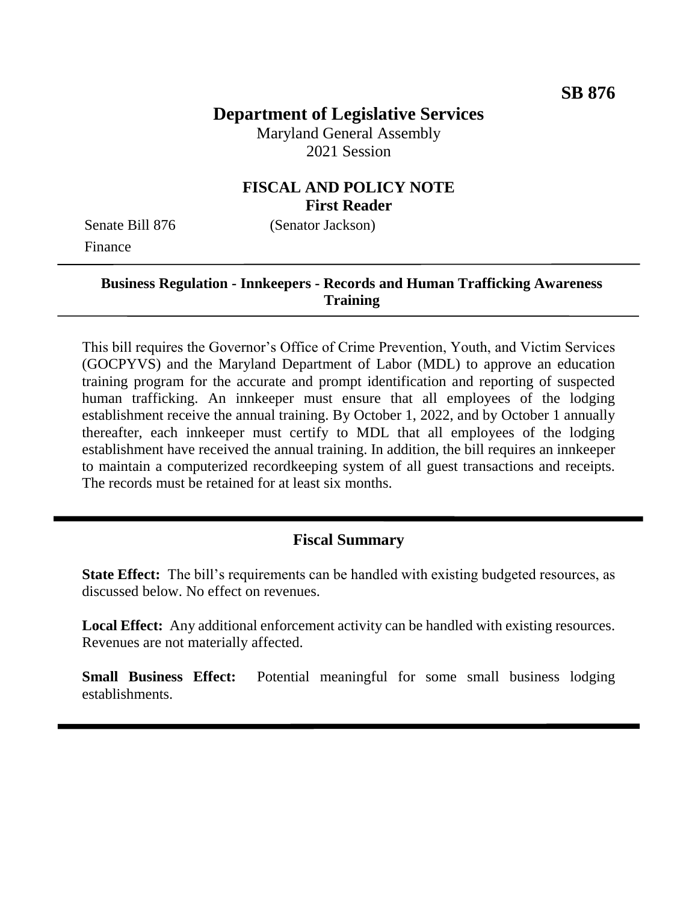**SB 876**

# Department of Legislative Services

Maryland General Assembly
2021 Session

## FISCAL AND POLICY NOTE
**First Reader**

Senate Bill 876 (Senator Jackson)
Finance

---

**Business Regulation - Innkeepers - Records and Human Trafficking Awareness Training**

---

This bill requires the Governor's Office of Crime Prevention, Youth, and Victim Services (GOCPYVS) and the Maryland Department of Labor (MDL) to approve an education training program for the accurate and prompt identification and reporting of suspected human trafficking. An innkeeper must ensure that all employees of the lodging establishment receive the annual training. By October 1, 2022, and by October 1 annually thereafter, each innkeeper must certify to MDL that all employees of the lodging establishment have received the annual training. In addition, the bill requires an innkeeper to maintain a computerized recordkeeping system of all guest transactions and receipts. The records must be retained for at least six months.

---

## Fiscal Summary

**State Effect:** The bill's requirements can be handled with existing budgeted resources, as discussed below. No effect on revenues.

**Local Effect:** Any additional enforcement activity can be handled with existing resources. Revenues are not materially affected.

**Small Business Effect:** Potential meaningful for some small business lodging establishments.

---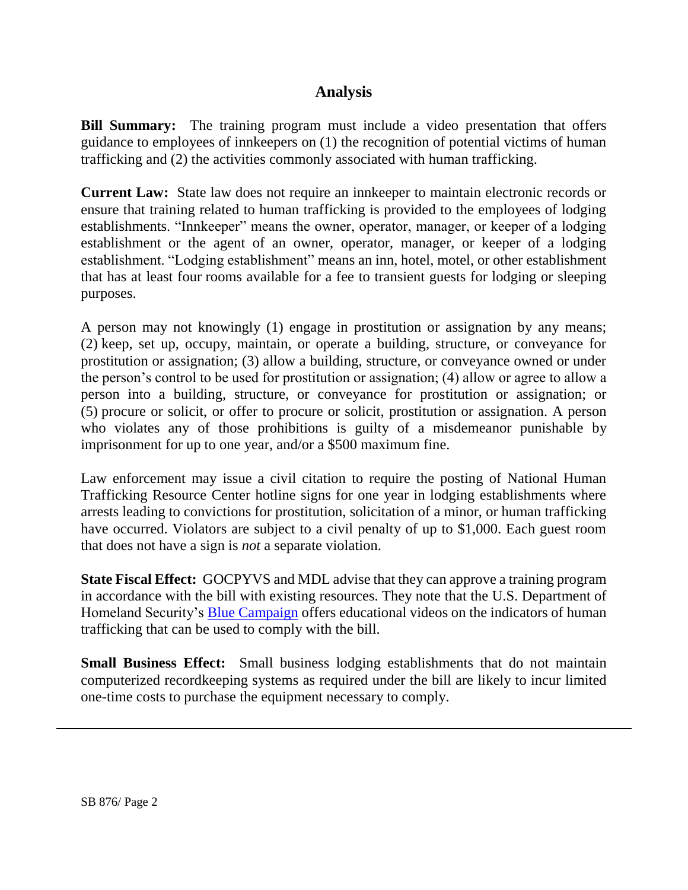## Analysis

**Bill Summary:** The training program must include a video presentation that offers guidance to employees of innkeepers on (1) the recognition of potential victims of human trafficking and (2) the activities commonly associated with human trafficking.

**Current Law:** State law does not require an innkeeper to maintain electronic records or ensure that training related to human trafficking is provided to the employees of lodging establishments. "Innkeeper" means the owner, operator, manager, or keeper of a lodging establishment or the agent of an owner, operator, manager, or keeper of a lodging establishment. "Lodging establishment" means an inn, hotel, motel, or other establishment that has at least four rooms available for a fee to transient guests for lodging or sleeping purposes.

A person may not knowingly (1) engage in prostitution or assignation by any means; (2) keep, set up, occupy, maintain, or operate a building, structure, or conveyance for prostitution or assignation; (3) allow a building, structure, or conveyance owned or under the person's control to be used for prostitution or assignation; (4) allow or agree to allow a person into a building, structure, or conveyance for prostitution or assignation; or (5) procure or solicit, or offer to procure or solicit, prostitution or assignation. A person who violates any of those prohibitions is guilty of a misdemeanor punishable by imprisonment for up to one year, and/or a $500 maximum fine.

Law enforcement may issue a civil citation to require the posting of National Human Trafficking Resource Center hotline signs for one year in lodging establishments where arrests leading to convictions for prostitution, solicitation of a minor, or human trafficking have occurred. Violators are subject to a civil penalty of up to $1,000. Each guest room that does not have a sign is *not* a separate violation.

**State Fiscal Effect:** GOCPYVS and MDL advise that they can approve a training program in accordance with the bill with existing resources. They note that the U.S. Department of Homeland Security's Blue Campaign offers educational videos on the indicators of human trafficking that can be used to comply with the bill.

**Small Business Effect:** Small business lodging establishments that do not maintain computerized recordkeeping systems as required under the bill are likely to incur limited one-time costs to purchase the equipment necessary to comply.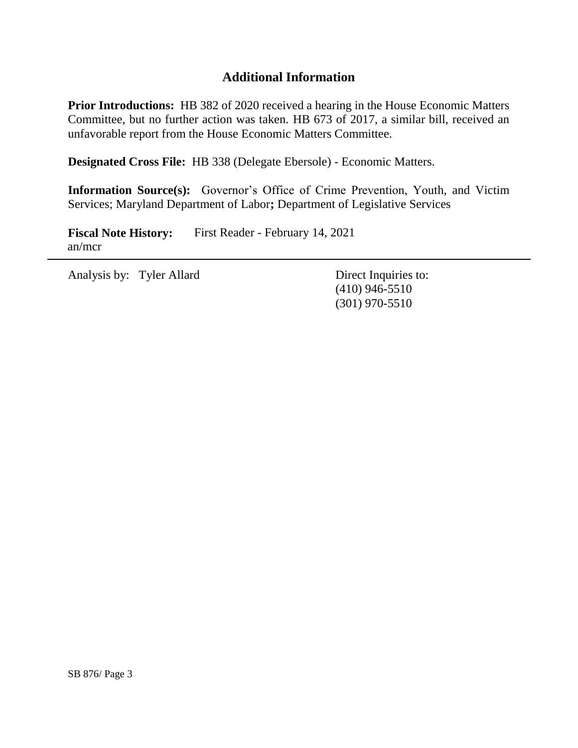## Additional Information

**Prior Introductions:** HB 382 of 2020 received a hearing in the House Economic Matters Committee, but no further action was taken. HB 673 of 2017, a similar bill, received an unfavorable report from the House Economic Matters Committee.

**Designated Cross File:** HB 338 (Delegate Ebersole) - Economic Matters.

**Information Source(s):** Governor's Office of Crime Prevention, Youth, and Victim Services; Maryland Department of Labor**;** Department of Legislative Services

**Fiscal Note History:** First Reader - February 14, 2021
an/mcr

---

Analysis by: Tyler Allard

Direct Inquiries to:
(410) 946-5510
(301) 970-5510